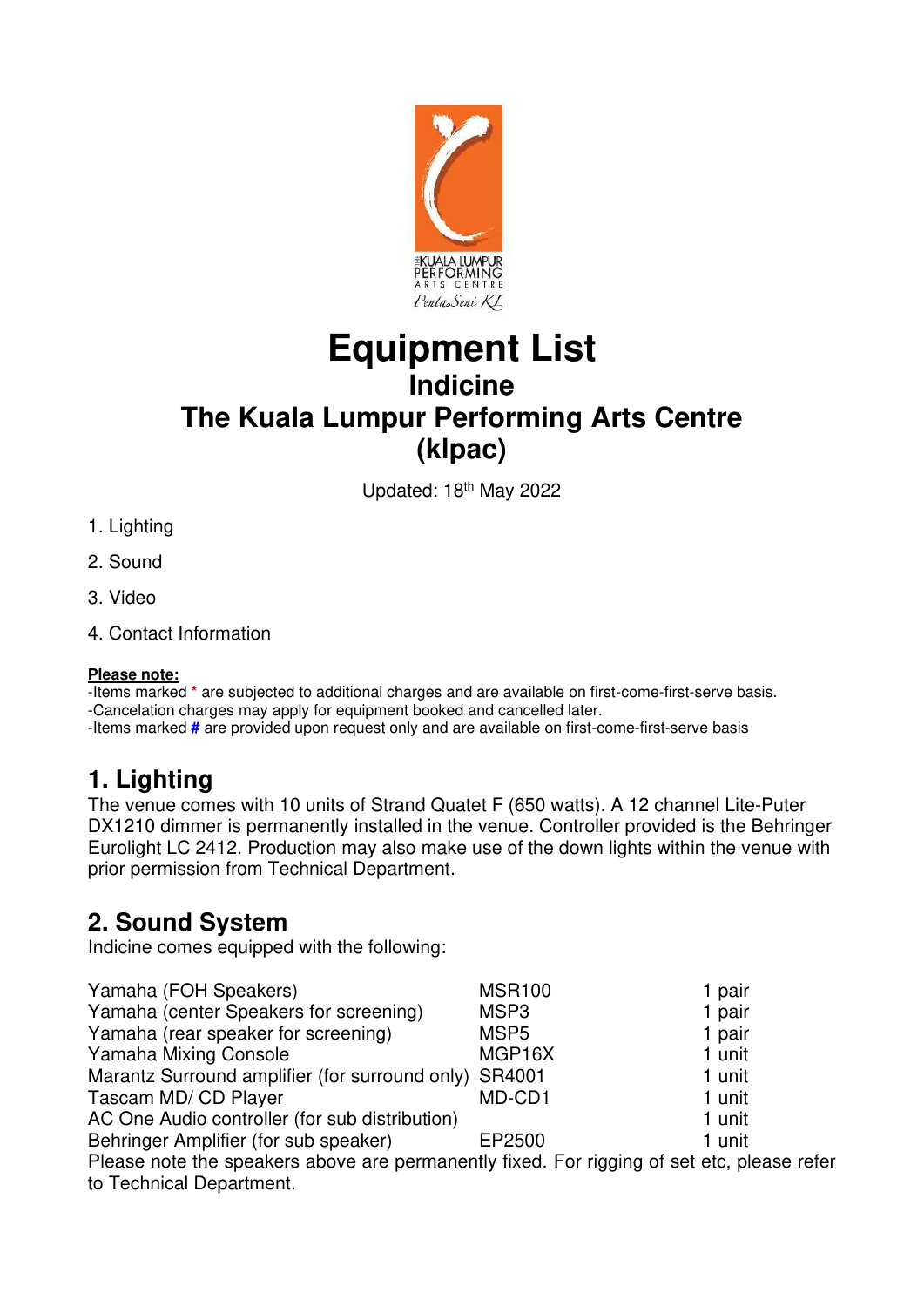# Equipment List

## Indicine

## The Kuala Lumpur Performing Arts Centre (klpac)

Updated: 18th May 2022

1. Lighting
2. Sound
3. Video
4. Contact Information

**Please note:**
-Items marked * are subjected to additional charges and are available on first-come-first-serve basis.
-Cancelation charges may apply for equipment booked and cancelled later.
-Items marked # are provided upon request only and are available on first-come-first-serve basis

## 1. Lighting

The venue comes with 10 units of Strand Quatet F (650 watts). A 12 channel Lite-Puter DX1210 dimmer is permanently installed in the venue. Controller provided is the Behringer Eurolight LC 2412. Production may also make use of the down lights within the venue with prior permission from Technical Department.

## 2. Sound System

Indicine comes equipped with the following:

| | | |
|---|---|---|
| Yamaha (FOH Speakers) | MSR100 | 1 pair |
| Yamaha (center Speakers for screening) | MSP3 | 1 pair |
| Yamaha (rear speaker for screening) | MSP5 | 1 pair |
| Yamaha Mixing Console | MGP16X | 1 unit |
| Marantz Surround amplifier (for surround only) | SR4001 | 1 unit |
| Tascam MD/ CD Player | MD-CD1 | 1 unit |
| AC One Audio controller (for sub distribution) | | 1 unit |
| Behringer Amplifier (for sub speaker) | EP2500 | 1 unit |

Please note the speakers above are permanently fixed. For rigging of set etc, please refer to Technical Department.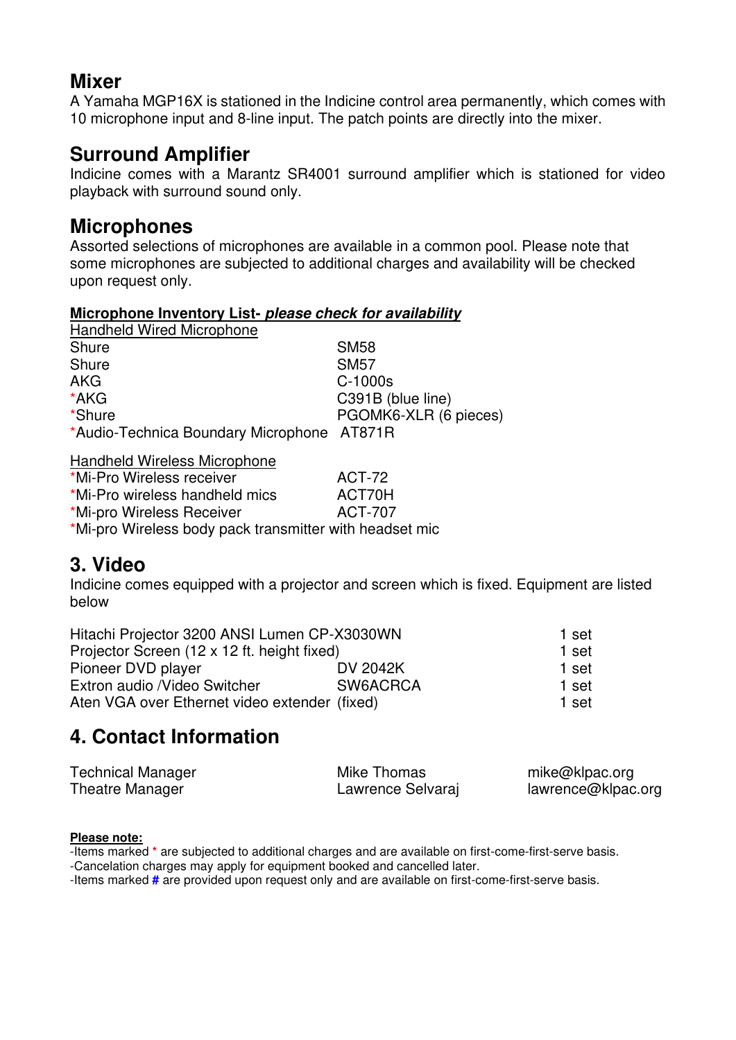## Mixer

A Yamaha MGP16X is stationed in the Indicine control area permanently, which comes with 10 microphone input and 8-line input. The patch points are directly into the mixer.

## Surround Amplifier

Indicine comes with a Marantz SR4001 surround amplifier which is stationed for video playback with surround sound only.

## Microphones

Assorted selections of microphones are available in a common pool. Please note that some microphones are subjected to additional charges and availability will be checked upon request only.

**Microphone Inventory List-** ***please check for availability***

| | |
|---|---|
| Handheld Wired Microphone | |
| Shure | SM58 |
| Shure | SM57 |
| AKG | C-1000s |
| *AKG | C391B (blue line) |
| *Shure | PGOMK6-XLR (6 pieces) |
| *Audio-Technica Boundary Microphone | AT871R |
| Handheld Wireless Microphone | |
| *Mi-Pro Wireless receiver | ACT-72 |
| *Mi-Pro wireless handheld mics | ACT70H |
| *Mi-pro Wireless Receiver | ACT-707 |
| *Mi-pro Wireless body pack transmitter with headset mic | |

## 3. Video

Indicine comes equipped with a projector and screen which is fixed. Equipment are listed below

| | | |
|---|---|---|
| Hitachi Projector 3200 ANSI Lumen CP-X3030WN | | 1 set |
| Projector Screen (12 x 12 ft. height fixed) | | 1 set |
| Pioneer DVD player | DV 2042K | 1 set |
| Extron audio /Video Switcher | SW6ACRCA | 1 set |
| Aten VGA over Ethernet video extender | (fixed) | 1 set |

## 4. Contact Information

| | | |
|---|---|---|
| Technical Manager | Mike Thomas | mike@klpac.org |
| Theatre Manager | Lawrence Selvaraj | lawrence@klpac.org |

**Please note:**

-Items marked * are subjected to additional charges and are available on first-come-first-serve basis.
-Cancelation charges may apply for equipment booked and cancelled later.
-Items marked # are provided upon request only and are available on first-come-first-serve basis.